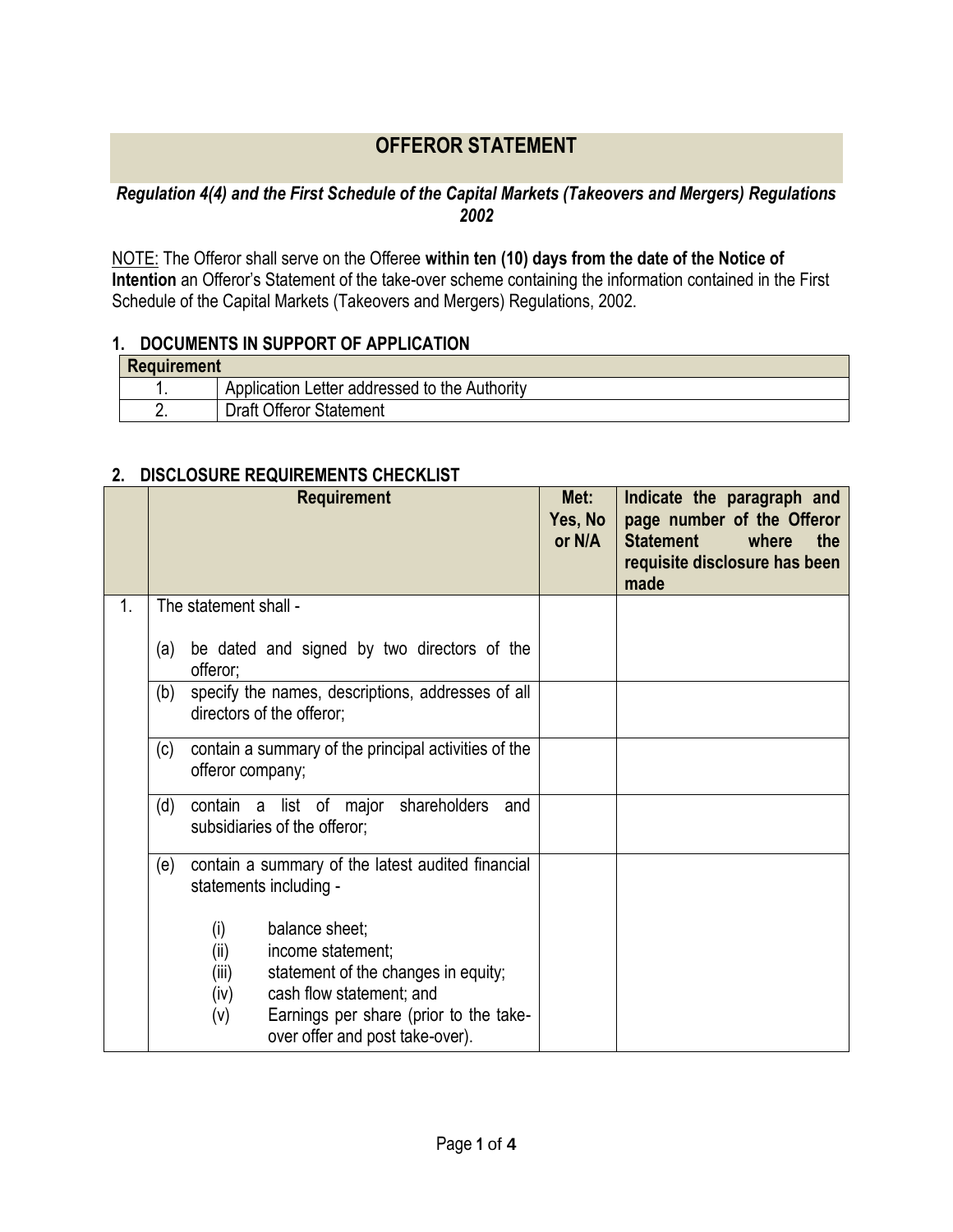# OFFEROR STATEMENT

***Regulation 4(4) and the First Schedule of the Capital Markets (Takeovers and Mergers) Regulations 2002***

NOTE: The Offeror shall serve on the Offeree **within ten (10) days from the date of the Notice of Intention** an Offeror's Statement of the take-over scheme containing the information contained in the First Schedule of the Capital Markets (Takeovers and Mergers) Regulations, 2002.

## 1. DOCUMENTS IN SUPPORT OF APPLICATION

| Requirement | |
|---|---|
| 1. | Application Letter addressed to the Authority |
| 2. | Draft Offeror Statement |

## 2. DISCLOSURE REQUIREMENTS CHECKLIST

| | Requirement | Met: Yes, No or N/A | Indicate the paragraph and page number of the Offeror Statement where the requisite disclosure has been made |
|---|---|---|---|
| 1. | The statement shall -<br><br>(a) be dated and signed by two directors of the offeror; | | |
| | (b) specify the names, descriptions, addresses of all directors of the offeror; | | |
| | (c) contain a summary of the principal activities of the offeror company; | | |
| | (d) contain a list of major shareholders and subsidiaries of the offeror; | | |
| | (e) contain a summary of the latest audited financial statements including -<br><br>(i) balance sheet;<br>(ii) income statement;<br>(iii) statement of the changes in equity;<br>(iv) cash flow statement; and<br>(v) Earnings per share (prior to the take-over offer and post take-over). | | |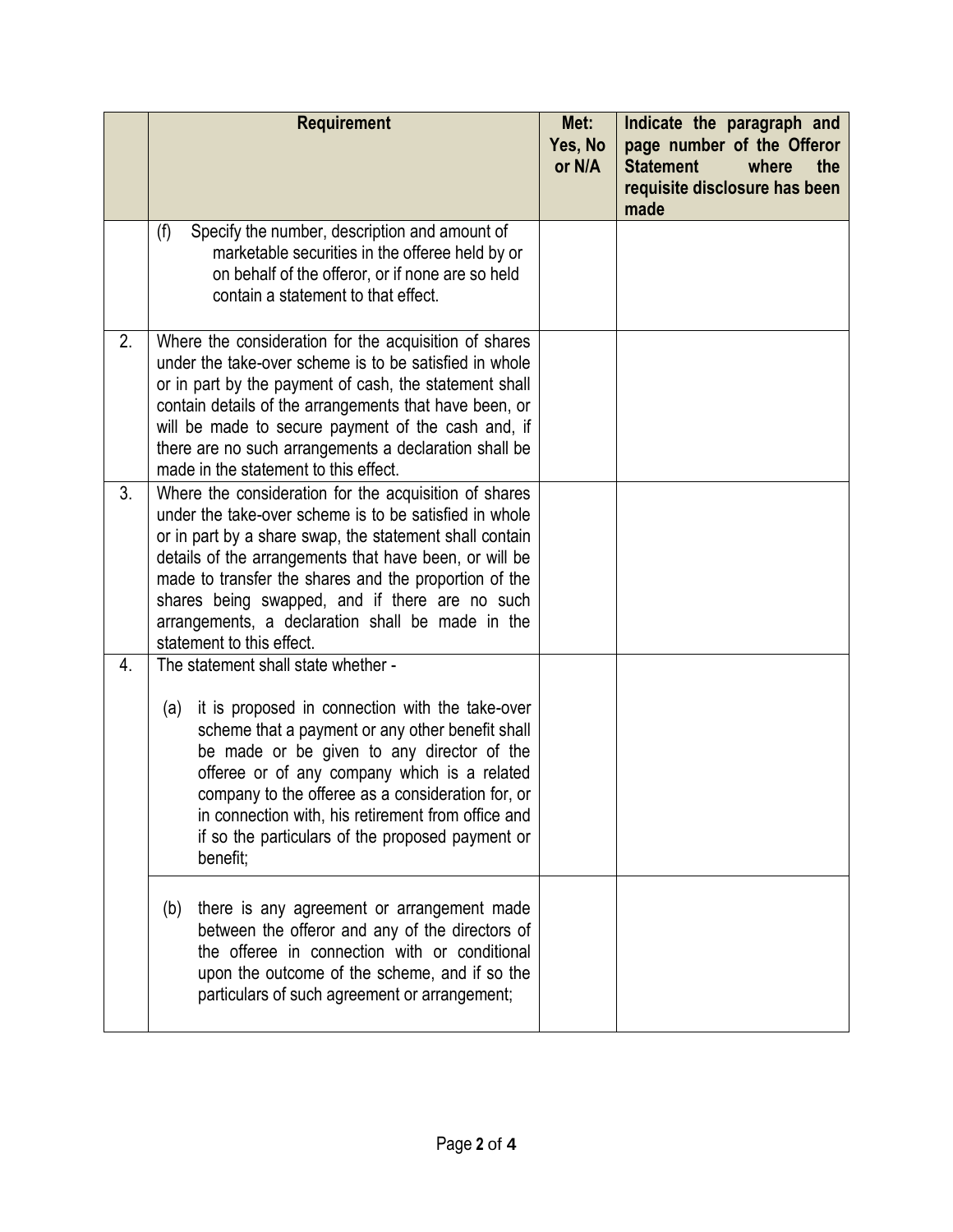| | Requirement | Met: Yes, No or N/A | Indicate the paragraph and page number of the Offeror Statement where the requisite disclosure has been made |
|---|---|---|---|
| | (f) Specify the number, description and amount of marketable securities in the offeree held by or on behalf of the offeror, or if none are so held contain a statement to that effect. | | |
| 2. | Where the consideration for the acquisition of shares under the take-over scheme is to be satisfied in whole or in part by the payment of cash, the statement shall contain details of the arrangements that have been, or will be made to secure payment of the cash and, if there are no such arrangements a declaration shall be made in the statement to this effect. | | |
| 3. | Where the consideration for the acquisition of shares under the take-over scheme is to be satisfied in whole or in part by a share swap, the statement shall contain details of the arrangements that have been, or will be made to transfer the shares and the proportion of the shares being swapped, and if there are no such arrangements, a declaration shall be made in the statement to this effect. | | |
| 4. | The statement shall state whether - (a) it is proposed in connection with the take-over scheme that a payment or any other benefit shall be made or be given to any director of the offeree or of any company which is a related company to the offeree as a consideration for, or in connection with, his retirement from office and if so the particulars of the proposed payment or benefit; | | |
| | (b) there is any agreement or arrangement made between the offeror and any of the directors of the offeree in connection with or conditional upon the outcome of the scheme, and if so the particulars of such agreement or arrangement; | | |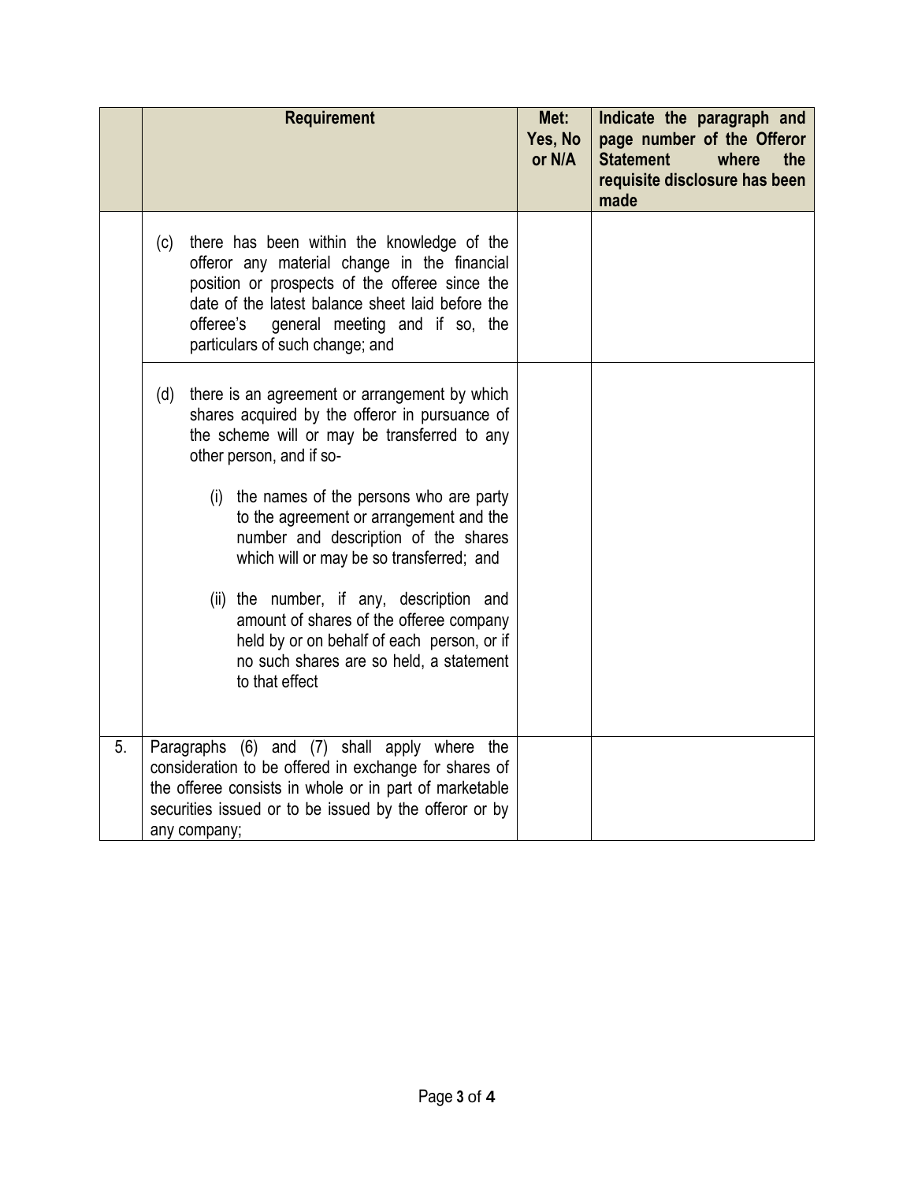| | Requirement | Met: Yes, No or N/A | Indicate the paragraph and page number of the Offeror Statement where the requisite disclosure has been made |
|---|---|---|---|
| | (c) there has been within the knowledge of the offeror any material change in the financial position or prospects of the offeree since the date of the latest balance sheet laid before the offeree's general meeting and if so, the particulars of such change; and | | |
| | (d) there is an agreement or arrangement by which shares acquired by the offeror in pursuance of the scheme will or may be transferred to any other person, and if so-<br><br>(i) the names of the persons who are party to the agreement or arrangement and the number and description of the shares which will or may be so transferred; and<br><br>(ii) the number, if any, description and amount of shares of the offeree company held by or on behalf of each person, or if no such shares are so held, a statement to that effect | | |
| 5. | Paragraphs (6) and (7) shall apply where the consideration to be offered in exchange for shares of the offeree consists in whole or in part of marketable securities issued or to be issued by the offeror or by any company; | | |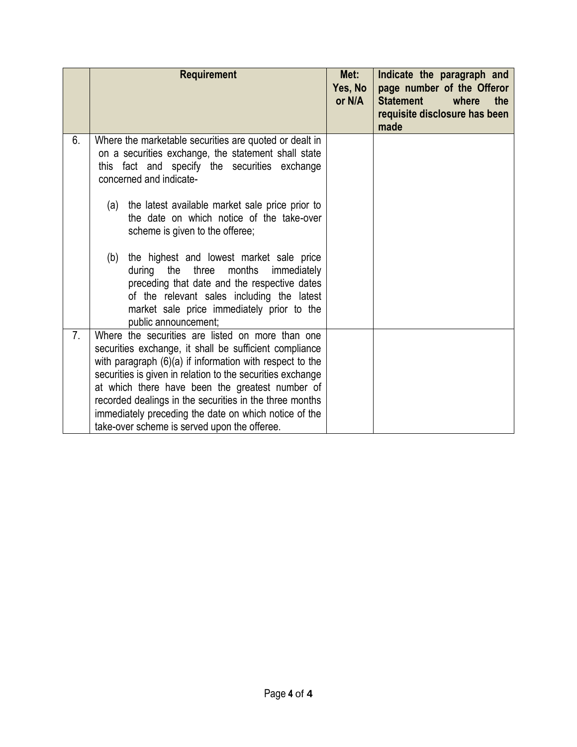| | Requirement | Met: Yes, No or N/A | Indicate the paragraph and page number of the Offeror Statement where the requisite disclosure has been made |
|---|---|---|---|
| 6. | Where the marketable securities are quoted or dealt in on a securities exchange, the statement shall state this fact and specify the securities exchange concerned and indicate-<br><br>(a) the latest available market sale price prior to the date on which notice of the take-over scheme is given to the offeree;<br><br>(b) the highest and lowest market sale price during the three months immediately preceding that date and the respective dates of the relevant sales including the latest market sale price immediately prior to the public announcement; | | |
| 7. | Where the securities are listed on more than one securities exchange, it shall be sufficient compliance with paragraph (6)(a) if information with respect to the securities is given in relation to the securities exchange at which there have been the greatest number of recorded dealings in the securities in the three months immediately preceding the date on which notice of the take-over scheme is served upon the offeree. | | |